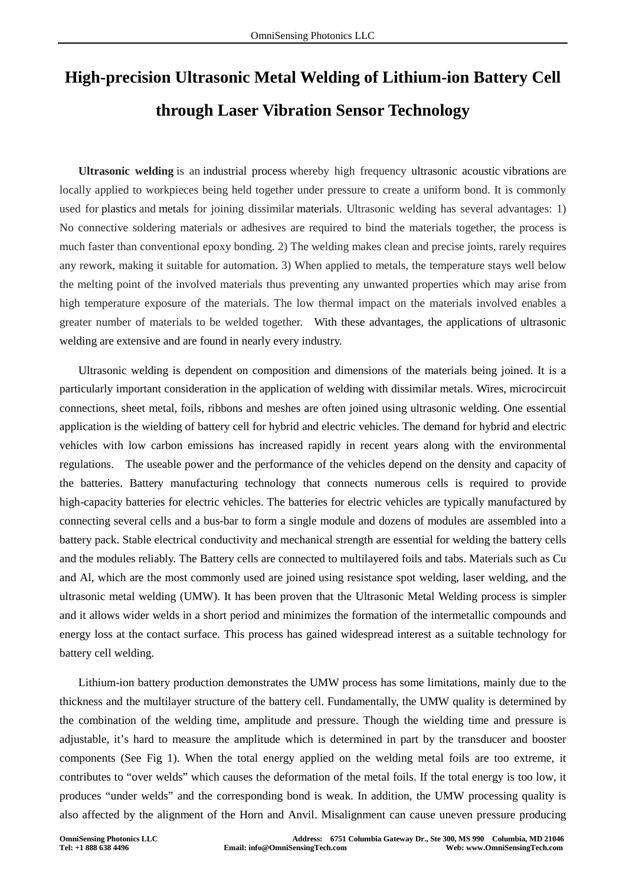# High-precision Ultrasonic Metal Welding of Lithium-ion Battery Cell through Laser Vibration Sensor Technology

**Ultrasonic welding** is an industrial process whereby high frequency ultrasonic acoustic vibrations are locally applied to workpieces being held together under pressure to create a uniform bond. It is commonly used for plastics and metals for joining dissimilar materials. Ultrasonic welding has several advantages: 1) No connective soldering materials or adhesives are required to bind the materials together, the process is much faster than conventional epoxy bonding. 2) The welding makes clean and precise joints, rarely requires any rework, making it suitable for automation. 3) When applied to metals, the temperature stays well below the melting point of the involved materials thus preventing any unwanted properties which may arise from high temperature exposure of the materials. The low thermal impact on the materials involved enables a greater number of materials to be welded together. With these advantages, the applications of ultrasonic welding are extensive and are found in nearly every industry.

Ultrasonic welding is dependent on composition and dimensions of the materials being joined. It is a particularly important consideration in the application of welding with dissimilar metals. Wires, microcircuit connections, sheet metal, foils, ribbons and meshes are often joined using ultrasonic welding. One essential application is the wielding of battery cell for hybrid and electric vehicles. The demand for hybrid and electric vehicles with low carbon emissions has increased rapidly in recent years along with the environmental regulations. The useable power and the performance of the vehicles depend on the density and capacity of the batteries. Battery manufacturing technology that connects numerous cells is required to provide high-capacity batteries for electric vehicles. The batteries for electric vehicles are typically manufactured by connecting several cells and a bus-bar to form a single module and dozens of modules are assembled into a battery pack. Stable electrical conductivity and mechanical strength are essential for welding the battery cells and the modules reliably. The Battery cells are connected to multilayered foils and tabs. Materials such as Cu and Al, which are the most commonly used are joined using resistance spot welding, laser welding, and the ultrasonic metal welding (UMW). It has been proven that the Ultrasonic Metal Welding process is simpler and it allows wider welds in a short period and minimizes the formation of the intermetallic compounds and energy loss at the contact surface. This process has gained widespread interest as a suitable technology for battery cell welding.

Lithium-ion battery production demonstrates the UMW process has some limitations, mainly due to the thickness and the multilayer structure of the battery cell. Fundamentally, the UMW quality is determined by the combination of the welding time, amplitude and pressure. Though the wielding time and pressure is adjustable, it's hard to measure the amplitude which is determined in part by the transducer and booster components (See Fig 1). When the total energy applied on the welding metal foils are too extreme, it contributes to "over welds" which causes the deformation of the metal foils. If the total energy is too low, it produces "under welds" and the corresponding bond is weak. In addition, the UMW processing quality is also affected by the alignment of the Horn and Anvil. Misalignment can cause uneven pressure producing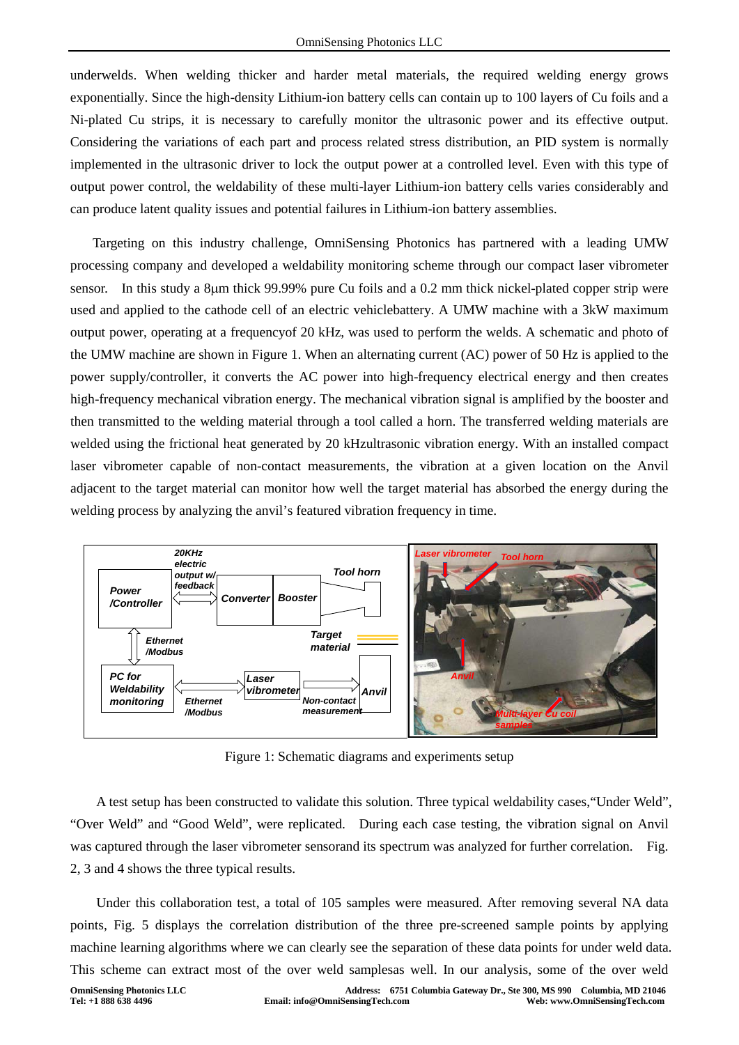underwelds. When welding thicker and harder metal materials, the required welding energy grows exponentially. Since the high-density Lithium-ion battery cells can contain up to 100 layers of Cu foils and a Ni-plated Cu strips, it is necessary to carefully monitor the ultrasonic power and its effective output. Considering the variations of each part and process related stress distribution, an PID system is normally implemented in the ultrasonic driver to lock the output power at a controlled level. Even with this type of output power control, the weldability of these multi-layer Lithium-ion battery cells varies considerably and can produce latent quality issues and potential failures in Lithium-ion battery assemblies.

Targeting on this industry challenge, OmniSensing Photonics has partnered with a leading UMW processing company and developed a weldability monitoring scheme through our compact laser vibrometer sensor. In this study a 8μm thick 99.99% pure Cu foils and a 0.2 mm thick nickel-plated copper strip were used and applied to the cathode cell of an electric vehiclebattery. A UMW machine with a 3kW maximum output power, operating at a frequencyof 20 kHz, was used to perform the welds. A schematic and photo of the UMW machine are shown in Figure 1. When an alternating current (AC) power of 50 Hz is applied to the power supply/controller, it converts the AC power into high-frequency electrical energy and then creates high-frequency mechanical vibration energy. The mechanical vibration signal is amplified by the booster and then transmitted to the welding material through a tool called a horn. The transferred welding materials are welded using the frictional heat generated by 20 kHzultrasonic vibration energy. With an installed compact laser vibrometer capable of non-contact measurements, the vibration at a given location on the Anvil adjacent to the target material can monitor how well the target material has absorbed the energy during the welding process by analyzing the anvil's featured vibration frequency in time.

Figure 1: Schematic diagrams and experiments setup

A test setup has been constructed to validate this solution. Three typical weldability cases,"Under Weld", "Over Weld" and "Good Weld", were replicated. During each case testing, the vibration signal on Anvil was captured through the laser vibrometer sensorand its spectrum was analyzed for further correlation. Fig. 2, 3 and 4 shows the three typical results.

Under this collaboration test, a total of 105 samples were measured. After removing several NA data points, Fig. 5 displays the correlation distribution of the three pre-screened sample points by applying machine learning algorithms where we can clearly see the separation of these data points for under weld data. This scheme can extract most of the over weld samplesas well. In our analysis, some of the over weld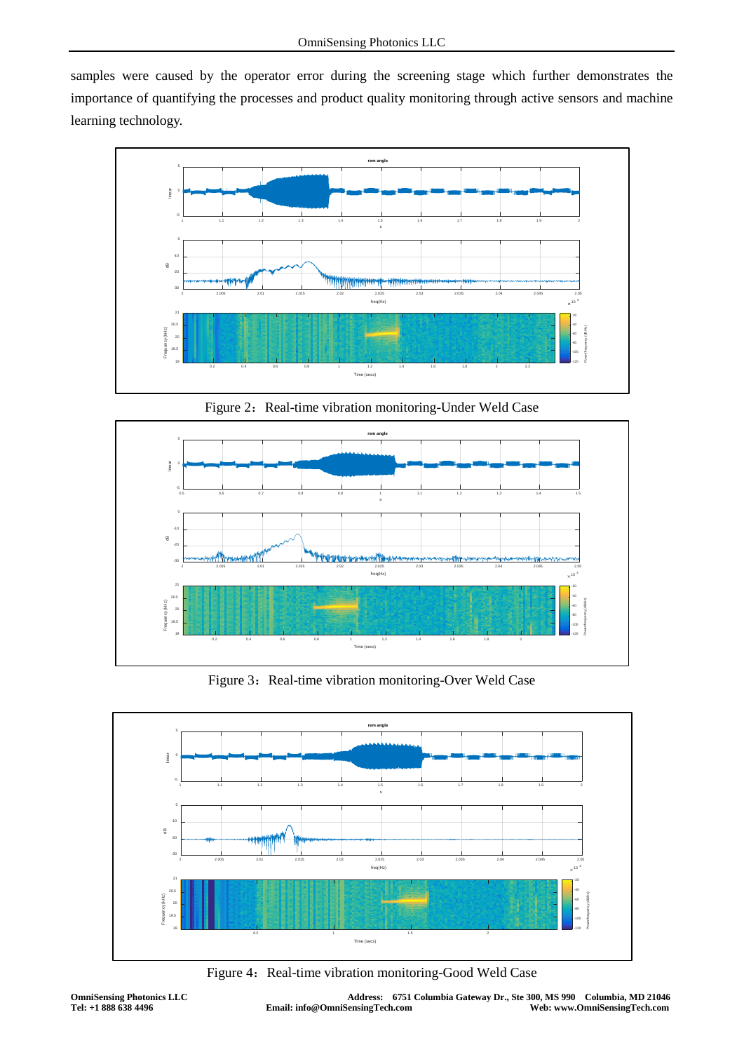samples were caused by the operator error during the screening stage which further demonstrates the importance of quantifying the processes and product quality monitoring through active sensors and machine learning technology.

Figure 2：Real-time vibration monitoring-Under Weld Case

Figure 3：Real-time vibration monitoring-Over Weld Case

Figure 4：Real-time vibration monitoring-Good Weld Case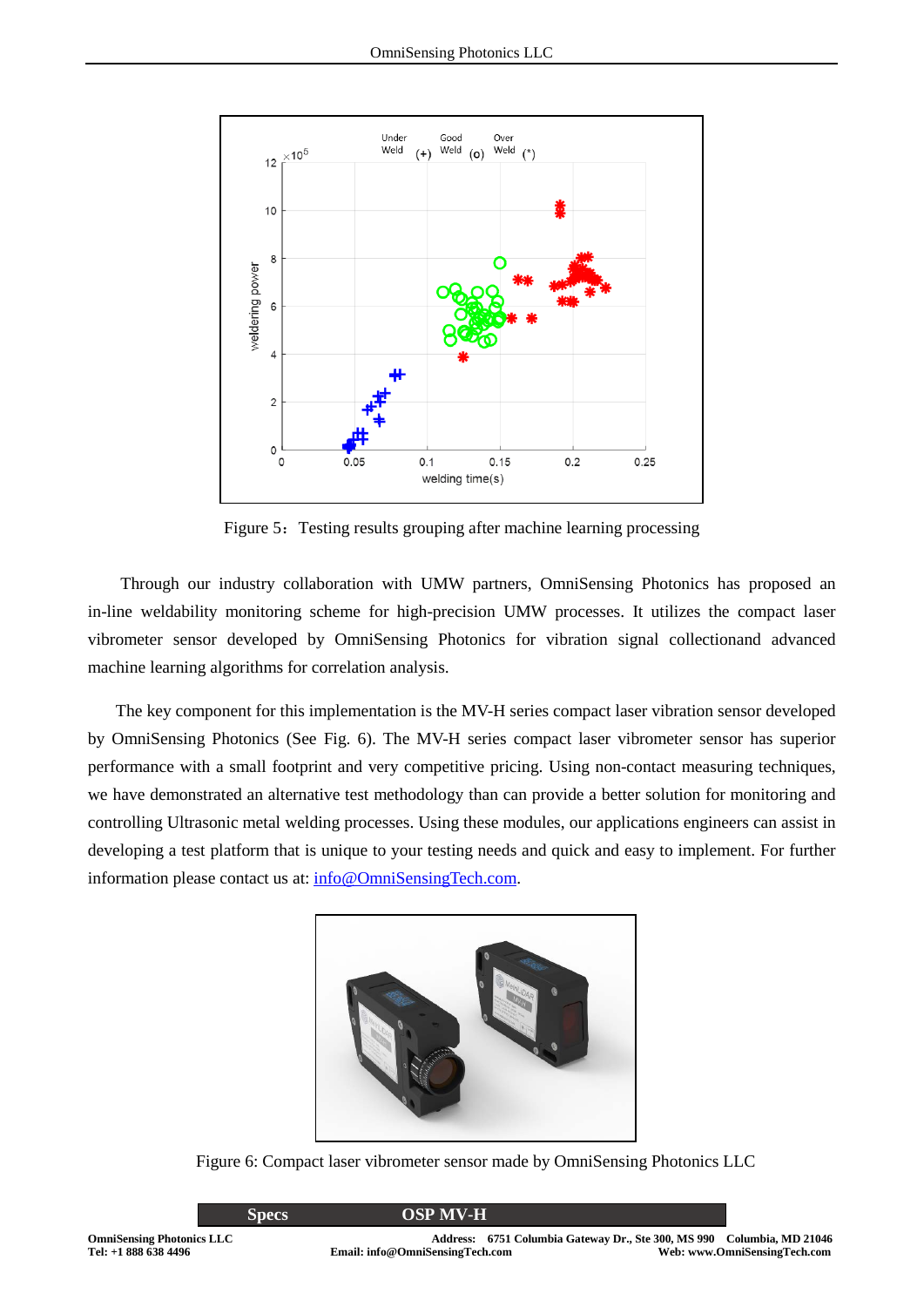Figure 5: Testing results grouping after machine learning processing

Through our industry collaboration with UMW partners, OmniSensing Photonics has proposed an in-line weldability monitoring scheme for high-precision UMW processes. It utilizes the compact laser vibrometer sensor developed by OmniSensing Photonics for vibration signal collectionand advanced machine learning algorithms for correlation analysis.

The key component for this implementation is the MV-H series compact laser vibration sensor developed by OmniSensing Photonics (See Fig. 6). The MV-H series compact laser vibrometer sensor has superior performance with a small footprint and very competitive pricing. Using non-contact measuring techniques, we have demonstrated an alternative test methodology than can provide a better solution for monitoring and controlling Ultrasonic metal welding processes. Using these modules, our applications engineers can assist in developing a test platform that is unique to your testing needs and quick and easy to implement. For further information please contact us at: info@OmniSensingTech.com.

Figure 6: Compact laser vibrometer sensor made by OmniSensing Photonics LLC

| Specs | OSP MV-H |
|---|---|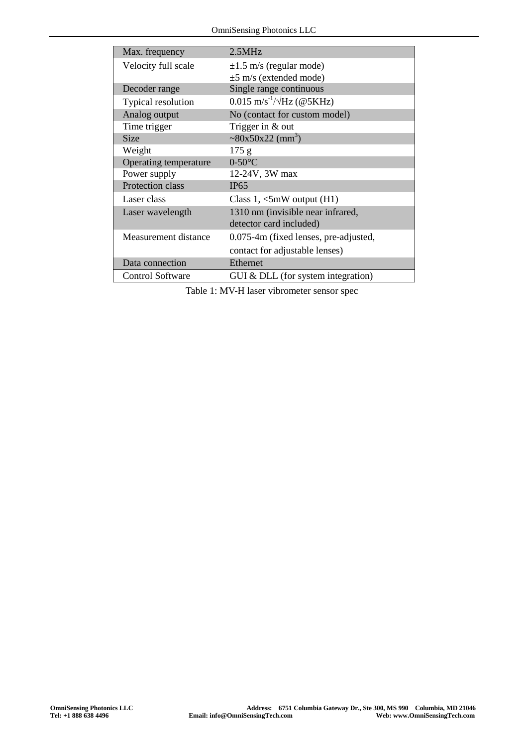| | |
|---|---|
| Max. frequency | 2.5MHz |
| Velocity full scale | ±1.5 m/s (regular mode)<br>±5 m/s (extended mode) |
| Decoder range | Single range continuous |
| Typical resolution | 0.015 $m/s^{-1}/\sqrt{Hz}$ (@5KHz) |
| Analog output | No (contact for custom model) |
| Time trigger | Trigger in & out |
| Size | ~80x50x22 ($mm^3$) |
| Weight | 175 g |
| Operating temperature | 0-50°C |
| Power supply | 12-24V, 3W max |
| Protection class | IP65 |
| Laser class | Class 1, <5mW output (H1) |
| Laser wavelength | 1310 nm (invisible near infrared, detector card included) |
| Measurement distance | 0.075-4m (fixed lenses, pre-adjusted, contact for adjustable lenses) |
| Data connection | Ethernet |
| Control Software | GUI & DLL (for system integration) |

Table 1: MV-H laser vibrometer sensor spec